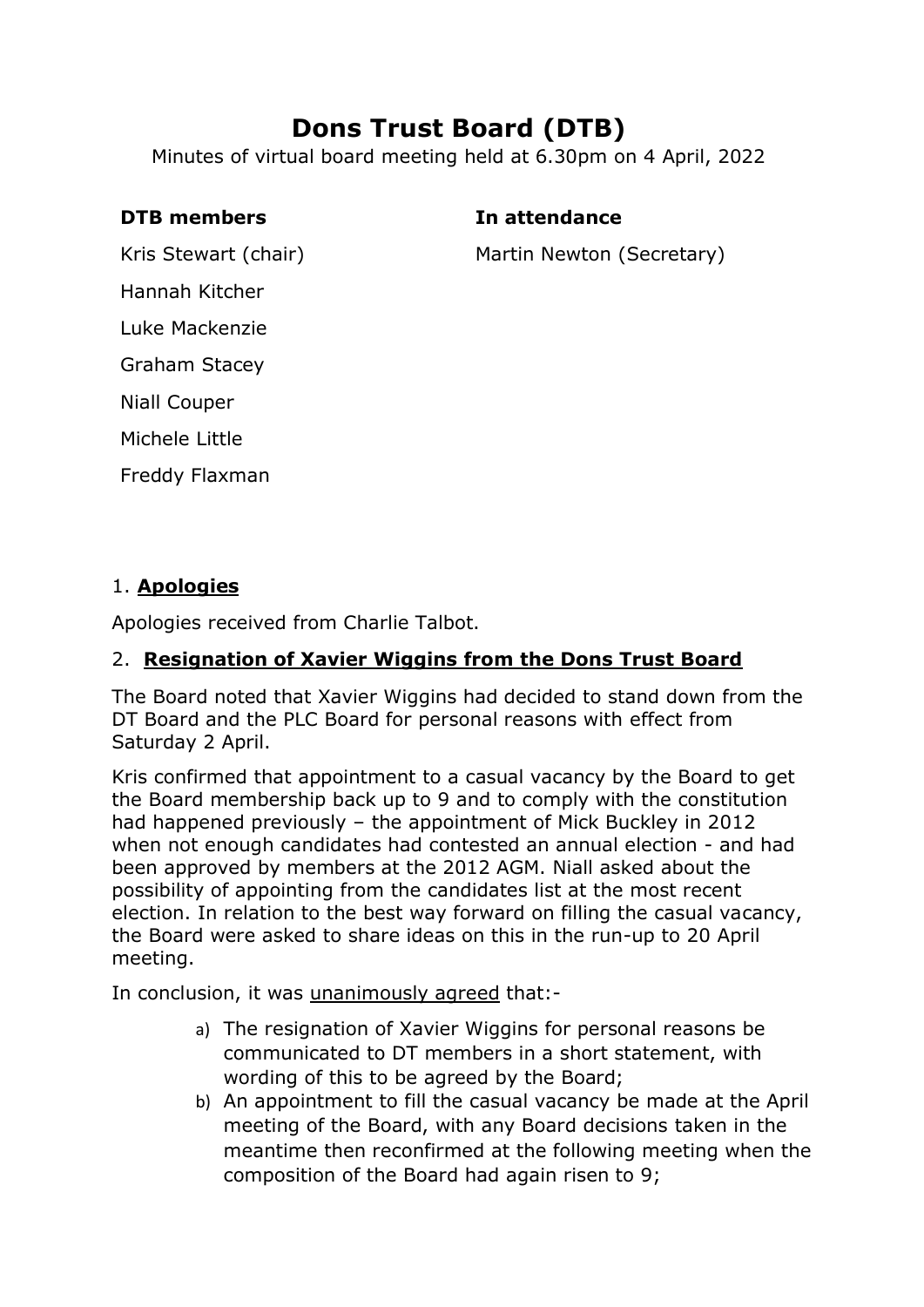# Dons Trust Board (DTB)

Minutes of virtual board meeting held at 6.30pm on 4 April, 2022

**DTB members**

Kris Stewart (chair)

Hannah Kitcher

Luke Mackenzie

Graham Stacey

Niall Couper

Michele Little

Freddy Flaxman

**In attendance**

Martin Newton (Secretary)

1. **Apologies**

Apologies received from Charlie Talbot.

2. **Resignation of Xavier Wiggins from the Dons Trust Board**

The Board noted that Xavier Wiggins had decided to stand down from the DT Board and the PLC Board for personal reasons with effect from Saturday 2 April.

Kris confirmed that appointment to a casual vacancy by the Board to get the Board membership back up to 9 and to comply with the constitution had happened previously – the appointment of Mick Buckley in 2012 when not enough candidates had contested an annual election - and had been approved by members at the 2012 AGM. Niall asked about the possibility of appointing from the candidates list at the most recent election. In relation to the best way forward on filling the casual vacancy, the Board were asked to share ideas on this in the run-up to 20 April meeting.

In conclusion, it was unanimously agreed that:-

a) The resignation of Xavier Wiggins for personal reasons be communicated to DT members in a short statement, with wording of this to be agreed by the Board;
b) An appointment to fill the casual vacancy be made at the April meeting of the Board, with any Board decisions taken in the meantime then reconfirmed at the following meeting when the composition of the Board had again risen to 9;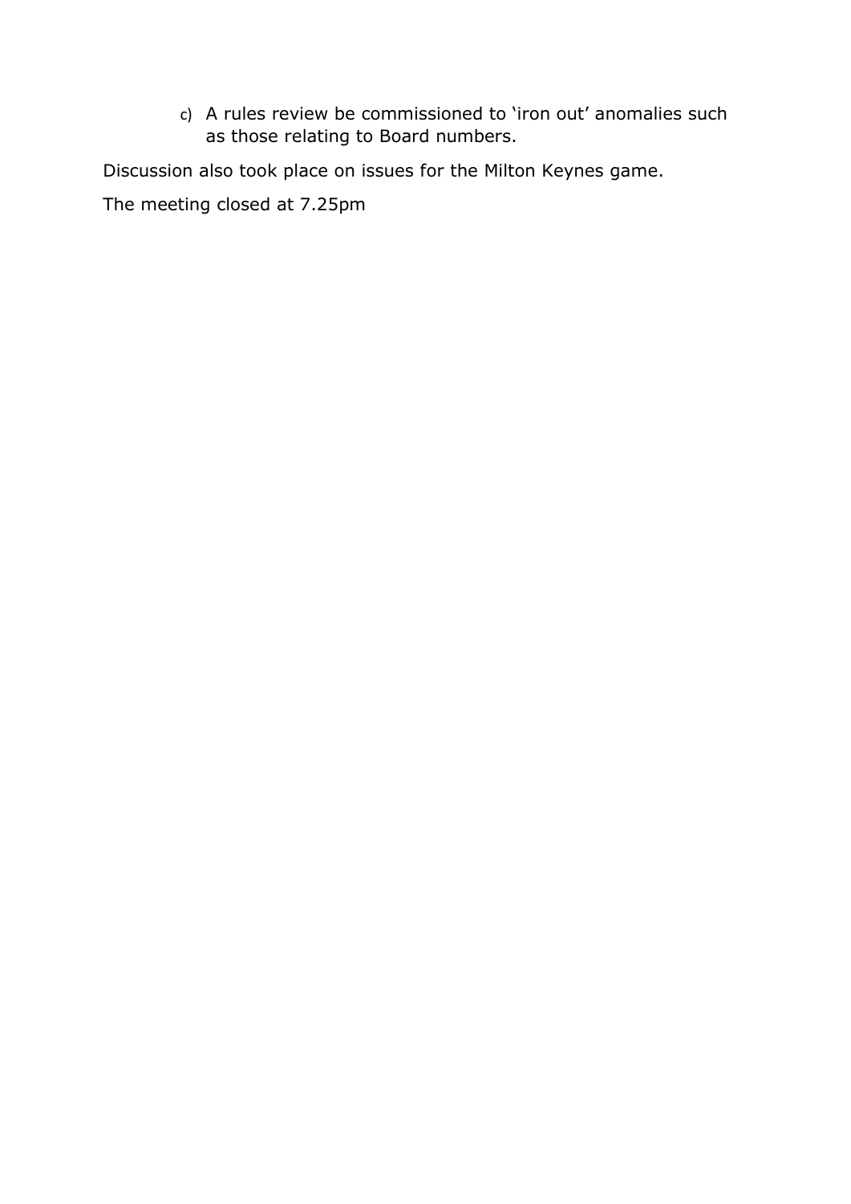c) A rules review be commissioned to 'iron out' anomalies such as those relating to Board numbers.

Discussion also took place on issues for the Milton Keynes game.

The meeting closed at 7.25pm